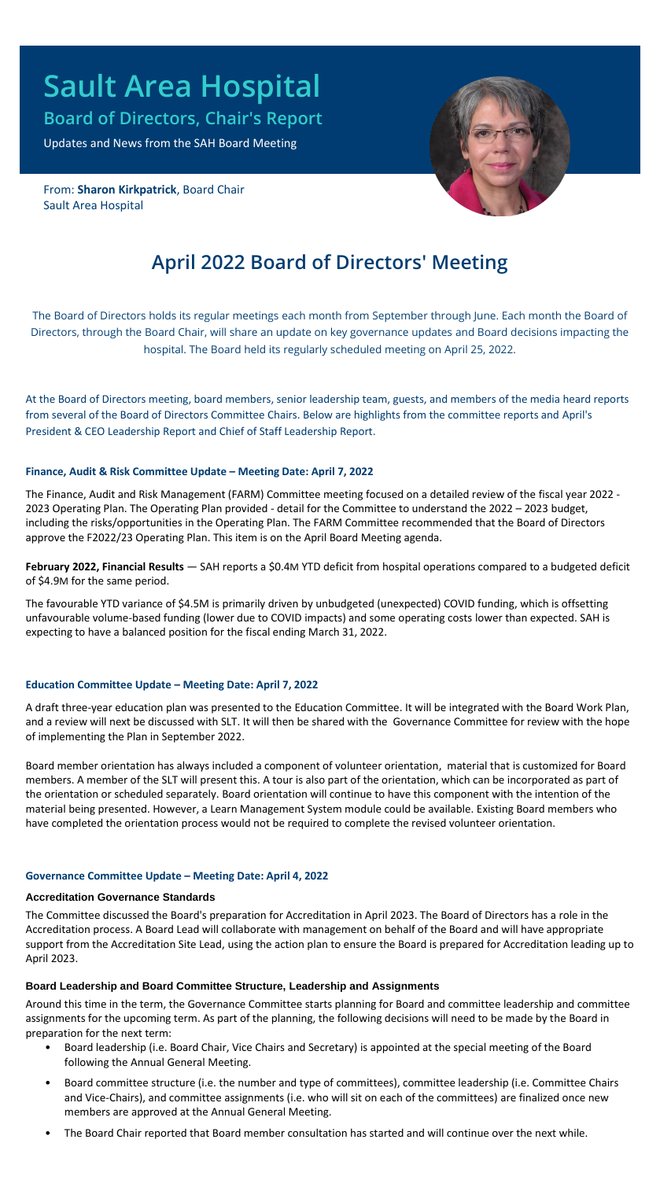# Sault Area Hospital

## Board of Directors, Chair's Report

Updates and News from the SAH Board Meeting

From: **Sharon Kirkpatrick**, Board Chair
Sault Area Hospital

## April 2022 Board of Directors' Meeting

The Board of Directors holds its regular meetings each month from September through June. Each month the Board of Directors, through the Board Chair, will share an update on key governance updates and Board decisions impacting the hospital. The Board held its regularly scheduled meeting on April 25, 2022.

At the Board of Directors meeting, board members, senior leadership team, guests, and members of the media heard reports from several of the Board of Directors Committee Chairs. Below are highlights from the committee reports and April's President & CEO Leadership Report and Chief of Staff Leadership Report.

### Finance, Audit & Risk Committee Update – Meeting Date: April 7, 2022

The Finance, Audit and Risk Management (FARM) Committee meeting focused on a detailed review of the fiscal year 2022 - 2023 Operating Plan. The Operating Plan provided - detail for the Committee to understand the 2022 – 2023 budget, including the risks/opportunities in the Operating Plan. The FARM Committee recommended that the Board of Directors approve the F2022/23 Operating Plan. This item is on the April Board Meeting agenda.

**February 2022, Financial Results** — SAH reports a $0.4M YTD deficit from hospital operations compared to a budgeted deficit of $4.9M for the same period.

The favourable YTD variance of $4.5M is primarily driven by unbudgeted (unexpected) COVID funding, which is offsetting unfavourable volume-based funding (lower due to COVID impacts) and some operating costs lower than expected. SAH is expecting to have a balanced position for the fiscal ending March 31, 2022.

### Education Committee Update – Meeting Date: April 7, 2022

A draft three-year education plan was presented to the Education Committee. It will be integrated with the Board Work Plan, and a review will next be discussed with SLT. It will then be shared with the Governance Committee for review with the hope of implementing the Plan in September 2022.

Board member orientation has always included a component of volunteer orientation, material that is customized for Board members. A member of the SLT will present this. A tour is also part of the orientation, which can be incorporated as part of the orientation or scheduled separately. Board orientation will continue to have this component with the intention of the material being presented. However, a Learn Management System module could be available. Existing Board members who have completed the orientation process would not be required to complete the revised volunteer orientation.

### Governance Committee Update – Meeting Date: April 4, 2022

#### Accreditation Governance Standards

The Committee discussed the Board's preparation for Accreditation in April 2023. The Board of Directors has a role in the Accreditation process. A Board Lead will collaborate with management on behalf of the Board and will have appropriate support from the Accreditation Site Lead, using the action plan to ensure the Board is prepared for Accreditation leading up to April 2023.

#### Board Leadership and Board Committee Structure, Leadership and Assignments

Around this time in the term, the Governance Committee starts planning for Board and committee leadership and committee assignments for the upcoming term. As part of the planning, the following decisions will need to be made by the Board in preparation for the next term:

- Board leadership (i.e. Board Chair, Vice Chairs and Secretary) is appointed at the special meeting of the Board following the Annual General Meeting.
- Board committee structure (i.e. the number and type of committees), committee leadership (i.e. Committee Chairs and Vice-Chairs), and committee assignments (i.e. who will sit on each of the committees) are finalized once new members are approved at the Annual General Meeting.
- The Board Chair reported that Board member consultation has started and will continue over the next while.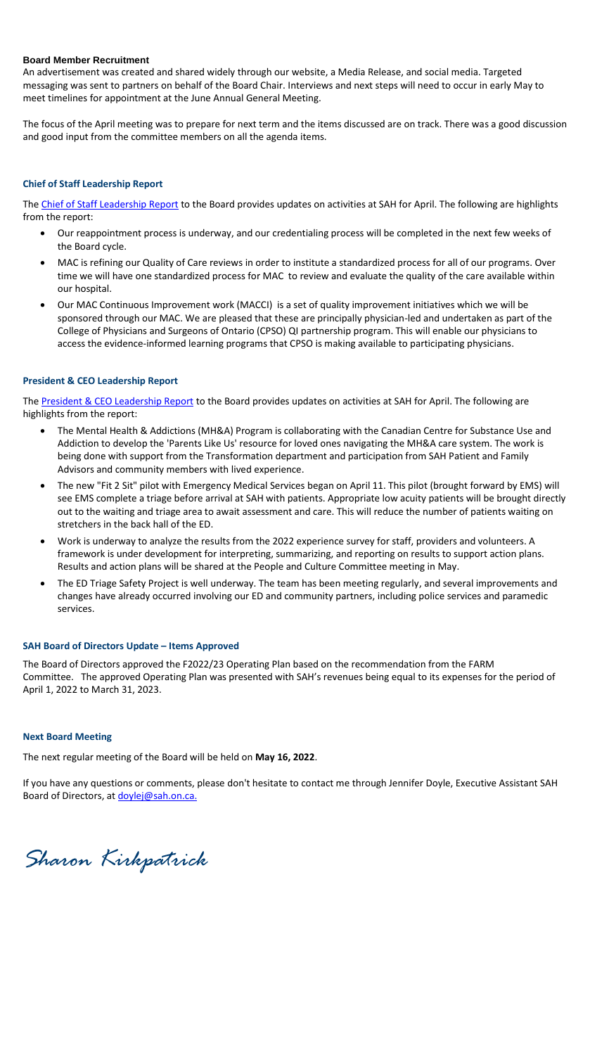### Board Member Recruitment

An advertisement was created and shared widely through our website, a Media Release, and social media. Targeted messaging was sent to partners on behalf of the Board Chair. Interviews and next steps will need to occur in early May to meet timelines for appointment at the June Annual General Meeting.

The focus of the April meeting was to prepare for next term and the items discussed are on track. There was a good discussion and good input from the committee members on all the agenda items.

### Chief of Staff Leadership Report

The Chief of Staff Leadership Report to the Board provides updates on activities at SAH for April. The following are highlights from the report:

- Our reappointment process is underway, and our credentialing process will be completed in the next few weeks of the Board cycle.
- MAC is refining our Quality of Care reviews in order to institute a standardized process for all of our programs. Over time we will have one standardized process for MAC to review and evaluate the quality of the care available within our hospital.
- Our MAC Continuous Improvement work (MACCI) is a set of quality improvement initiatives which we will be sponsored through our MAC. We are pleased that these are principally physician-led and undertaken as part of the College of Physicians and Surgeons of Ontario (CPSO) QI partnership program. This will enable our physicians to access the evidence-informed learning programs that CPSO is making available to participating physicians.

### President & CEO Leadership Report

The President & CEO Leadership Report to the Board provides updates on activities at SAH for April. The following are highlights from the report:

- The Mental Health & Addictions (MH&A) Program is collaborating with the Canadian Centre for Substance Use and Addiction to develop the 'Parents Like Us' resource for loved ones navigating the MH&A care system. The work is being done with support from the Transformation department and participation from SAH Patient and Family Advisors and community members with lived experience.
- The new "Fit 2 Sit" pilot with Emergency Medical Services began on April 11. This pilot (brought forward by EMS) will see EMS complete a triage before arrival at SAH with patients. Appropriate low acuity patients will be brought directly out to the waiting and triage area to await assessment and care. This will reduce the number of patients waiting on stretchers in the back hall of the ED.
- Work is underway to analyze the results from the 2022 experience survey for staff, providers and volunteers. A framework is under development for interpreting, summarizing, and reporting on results to support action plans. Results and action plans will be shared at the People and Culture Committee meeting in May.
- The ED Triage Safety Project is well underway. The team has been meeting regularly, and several improvements and changes have already occurred involving our ED and community partners, including police services and paramedic services.

### SAH Board of Directors Update – Items Approved

The Board of Directors approved the F2022/23 Operating Plan based on the recommendation from the FARM Committee. The approved Operating Plan was presented with SAH's revenues being equal to its expenses for the period of April 1, 2022 to March 31, 2023.

### Next Board Meeting

The next regular meeting of the Board will be held on **May 16, 2022**.

If you have any questions or comments, please don't hesitate to contact me through Jennifer Doyle, Executive Assistant SAH Board of Directors, at doylej@sah.on.ca.

*Sharon Kirkpatrick*